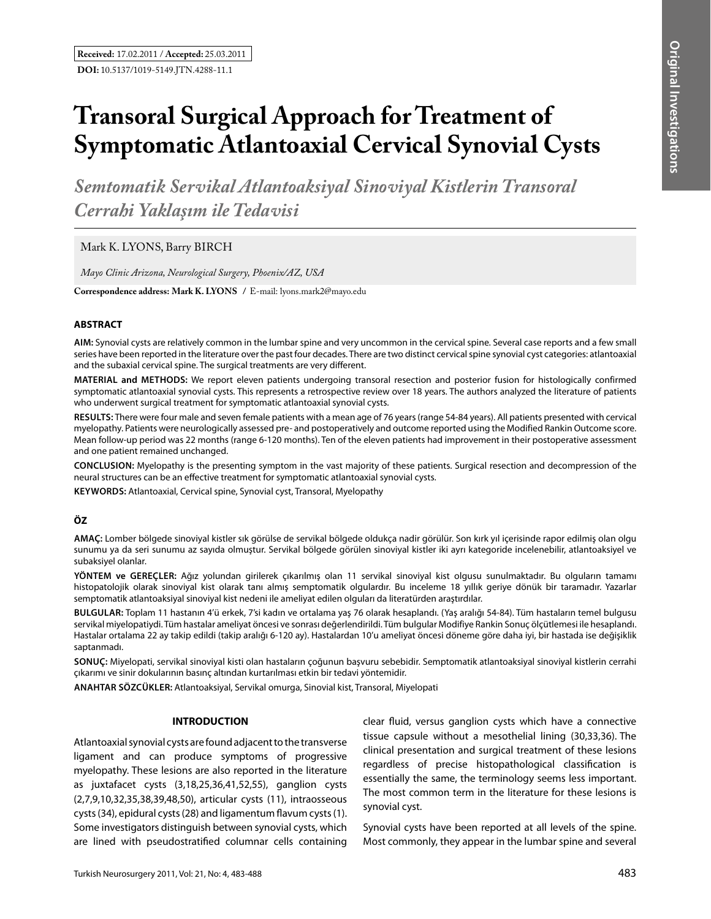**Received:** 17.02.2011 / **Accepted:** 25.03.2011

**DOI:** 10.5137/1019-5149.JTN.4288-11.1

# Transoral Surgical Approach for Treatment of Symptomatic Atlantoaxial Cervical Synovial Cysts

## *Semtomatik Servikal Atlantoaksiyal Sinoviyal Kistlerin Transoral Cerrahi Yaklaşım ile Tedavisi*

Mark K. LYONS, Barry BIRCH

*Mayo Clinic Arizona, Neurological Surgery, Phoenix/AZ, USA*

**Correspondence address: Mark K. LYONS** / E-mail: lyons.mark2@mayo.edu

### ABSTRACT

**AIM:** Synovial cysts are relatively common in the lumbar spine and very uncommon in the cervical spine. Several case reports and a few small series have been reported in the literature over the past four decades. There are two distinct cervical spine synovial cyst categories: atlantoaxial and the subaxial cervical spine. The surgical treatments are very different.

**MATERIAL and METHODS:** We report eleven patients undergoing transoral resection and posterior fusion for histologically confirmed symptomatic atlantoaxial synovial cysts. This represents a retrospective review over 18 years. The authors analyzed the literature of patients who underwent surgical treatment for symptomatic atlantoaxial synovial cysts.

**RESULTS:** There were four male and seven female patients with a mean age of 76 years (range 54-84 years). All patients presented with cervical myelopathy. Patients were neurologically assessed pre- and postoperatively and outcome reported using the Modified Rankin Outcome score. Mean follow-up period was 22 months (range 6-120 months). Ten of the eleven patients had improvement in their postoperative assessment and one patient remained unchanged.

**CONCLUSION:** Myelopathy is the presenting symptom in the vast majority of these patients. Surgical resection and decompression of the neural structures can be an effective treatment for symptomatic atlantoaxial synovial cysts.

**KEYWORDS:** Atlantoaxial, Cervical spine, Synovial cyst, Transoral, Myelopathy

### ÖZ

**AMAÇ:** Lomber bölgede sinoviyal kistler sık görülse de servikal bölgede oldukça nadir görülür. Son kırk yıl içerisinde rapor edilmiş olan olgu sunumu ya da seri sunumu az sayıda olmuştur. Servikal bölgede görülen sinoviyal kistler iki ayrı kategoride incelenebilir, atlantoaksiyel ve subaksiyel olanlar.

**YÖNTEM ve GEREÇLER:** Ağız yolundan girilerek çıkarılmış olan 11 servikal sinoviyal kist olgusu sunulmaktadır. Bu olguların tamamı histopatolojik olarak sinoviyal kist olarak tanı almış semptomatik olgulardır. Bu inceleme 18 yıllık geriye dönük bir taramadır. Yazarlar semptomatik atlantoaksiyal sinoviyal kist nedeni ile ameliyat edilen olguları da literatürden araştırdılar.

**BULGULAR:** Toplam 11 hastanın 4'ü erkek, 7'si kadın ve ortalama yaş 76 olarak hesaplandı. (Yaş aralığı 54-84). Tüm hastaların temel bulgusu servikal miyelopatiydi. Tüm hastalar ameliyat öncesi ve sonrası değerlendirildi. Tüm bulgular Modifiye Rankin Sonuç ölçütlemesi ile hesaplandı. Hastalar ortalama 22 ay takip edildi (takip aralığı 6-120 ay). Hastalardan 10'u ameliyat öncesi döneme göre daha iyi, bir hastada ise değişiklik saptanmadı.

**SONUÇ:** Miyelopati, servikal sinoviyal kisti olan hastaların çoğunun başvuru sebebidir. Semptomatik atlantoaksiyal sinoviyal kistlerin cerrahi çıkarımı ve sinir dokularının basınç altından kurtarılması etkin bir tedavi yöntemidir.

**ANAHTAR SÖZCÜKLER:** Atlantoaksiyal, Servikal omurga, Sinovial kist, Transoral, Miyelopati

### INTRODUCTION

Atlantoaxial synovial cysts are found adjacent to the transverse ligament and can produce symptoms of progressive myelopathy. These lesions are also reported in the literature as juxtafacet cysts (3,18,25,36,41,52,55), ganglion cysts (2,7,9,10,32,35,38,39,48,50), articular cysts (11), intraosseous cysts (34), epidural cysts (28) and ligamentum flavum cysts (1). Some investigators distinguish between synovial cysts, which are lined with pseudostratified columnar cells containing clear fluid, versus ganglion cysts which have a connective tissue capsule without a mesothelial lining (30,33,36). The clinical presentation and surgical treatment of these lesions regardless of precise histopathological classification is essentially the same, the terminology seems less important. The most common term in the literature for these lesions is synovial cyst.

Synovial cysts have been reported at all levels of the spine. Most commonly, they appear in the lumbar spine and several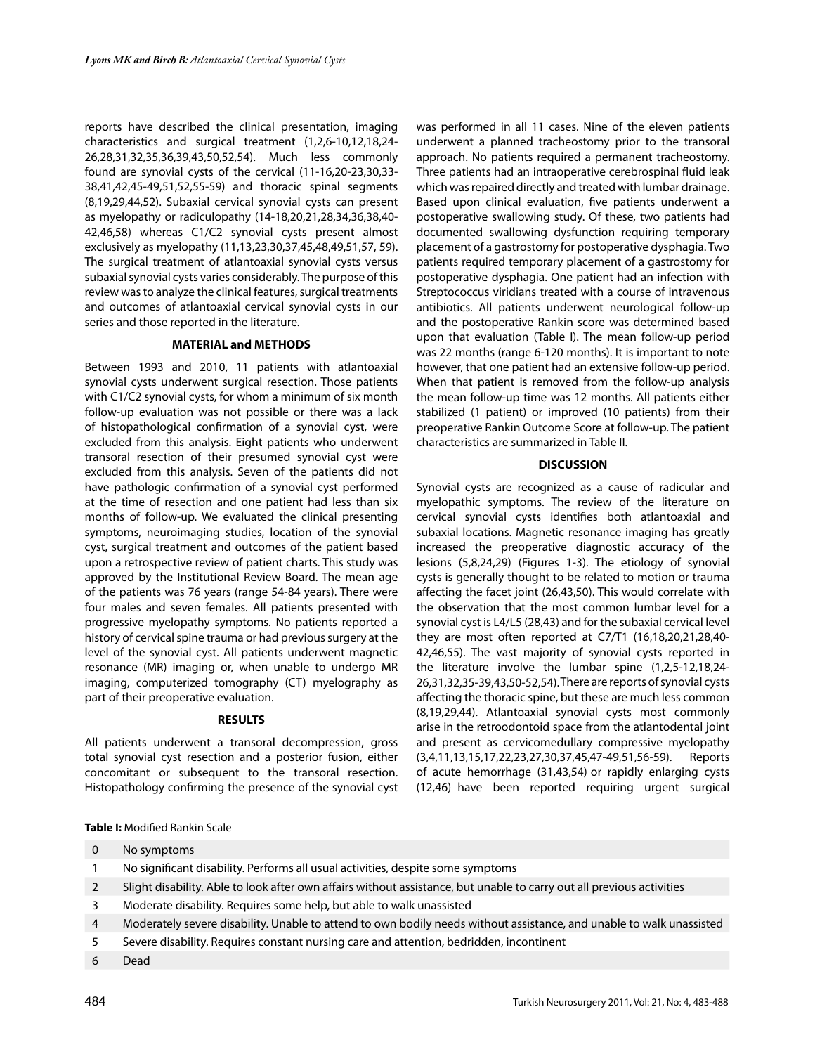reports have described the clinical presentation, imaging characteristics and surgical treatment (1,2,6-10,12,18,24-26,28,31,32,35,36,39,43,50,52,54). Much less commonly found are synovial cysts of the cervical (11-16,20-23,30,33-38,41,42,45-49,51,52,55-59) and thoracic spinal segments (8,19,29,44,52). Subaxial cervical synovial cysts can present as myelopathy or radiculopathy (14-18,20,21,28,34,36,38,40-42,46,58) whereas C1/C2 synovial cysts present almost exclusively as myelopathy (11,13,23,30,37,45,48,49,51,57, 59). The surgical treatment of atlantoaxial synovial cysts versus subaxial synovial cysts varies considerably. The purpose of this review was to analyze the clinical features, surgical treatments and outcomes of atlantoaxial cervical synovial cysts in our series and those reported in the literature.

## MATERIAL and METHODS

Between 1993 and 2010, 11 patients with atlantoaxial synovial cysts underwent surgical resection. Those patients with C1/C2 synovial cysts, for whom a minimum of six month follow-up evaluation was not possible or there was a lack of histopathological confirmation of a synovial cyst, were excluded from this analysis. Eight patients who underwent transoral resection of their presumed synovial cyst were excluded from this analysis. Seven of the patients did not have pathologic confirmation of a synovial cyst performed at the time of resection and one patient had less than six months of follow-up. We evaluated the clinical presenting symptoms, neuroimaging studies, location of the synovial cyst, surgical treatment and outcomes of the patient based upon a retrospective review of patient charts. This study was approved by the Institutional Review Board. The mean age of the patients was 76 years (range 54-84 years). There were four males and seven females. All patients presented with progressive myelopathy symptoms. No patients reported a history of cervical spine trauma or had previous surgery at the level of the synovial cyst. All patients underwent magnetic resonance (MR) imaging or, when unable to undergo MR imaging, computerized tomography (CT) myelography as part of their preoperative evaluation.

## RESULTS

All patients underwent a transoral decompression, gross total synovial cyst resection and a posterior fusion, either concomitant or subsequent to the transoral resection. Histopathology confirming the presence of the synovial cyst was performed in all 11 cases. Nine of the eleven patients underwent a planned tracheostomy prior to the transoral approach. No patients required a permanent tracheostomy. Three patients had an intraoperative cerebrospinal fluid leak which was repaired directly and treated with lumbar drainage. Based upon clinical evaluation, five patients underwent a postoperative swallowing study. Of these, two patients had documented swallowing dysfunction requiring temporary placement of a gastrostomy for postoperative dysphagia. Two patients required temporary placement of a gastrostomy for postoperative dysphagia. One patient had an infection with Streptococcus viridians treated with a course of intravenous antibiotics. All patients underwent neurological follow-up and the postoperative Rankin score was determined based upon that evaluation (Table I). The mean follow-up period was 22 months (range 6-120 months). It is important to note however, that one patient had an extensive follow-up period. When that patient is removed from the follow-up analysis the mean follow-up time was 12 months. All patients either stabilized (1 patient) or improved (10 patients) from their preoperative Rankin Outcome Score at follow-up. The patient characteristics are summarized in Table II.

## DISCUSSION

Synovial cysts are recognized as a cause of radicular and myelopathic symptoms. The review of the literature on cervical synovial cysts identifies both atlantoaxial and subaxial locations. Magnetic resonance imaging has greatly increased the preoperative diagnostic accuracy of the lesions (5,8,24,29) (Figures 1-3). The etiology of synovial cysts is generally thought to be related to motion or trauma affecting the facet joint (26,43,50). This would correlate with the observation that the most common lumbar level for a synovial cyst is L4/L5 (28,43) and for the subaxial cervical level they are most often reported at C7/T1 (16,18,20,21,28,40-42,46,55). The vast majority of synovial cysts reported in the literature involve the lumbar spine (1,2,5-12,18,24-26,31,32,35-39,43,50-52,54). There are reports of synovial cysts affecting the thoracic spine, but these are much less common (8,19,29,44). Atlantoaxial synovial cysts most commonly arise in the retroodontoid space from the atlantodental joint and present as cervicomedullary compressive myelopathy (3,4,11,13,15,17,22,23,27,30,37,45,47-49,51,56-59). Reports of acute hemorrhage (31,43,54) or rapidly enlarging cysts (12,46) have been reported requiring urgent surgical

**Table I:** Modified Rankin Scale

| | |
|---|---|
| 0 | No symptoms |
| 1 | No significant disability. Performs all usual activities, despite some symptoms |
| 2 | Slight disability. Able to look after own affairs without assistance, but unable to carry out all previous activities |
| 3 | Moderate disability. Requires some help, but able to walk unassisted |
| 4 | Moderately severe disability. Unable to attend to own bodily needs without assistance, and unable to walk unassisted |
| 5 | Severe disability. Requires constant nursing care and attention, bedridden, incontinent |
| 6 | Dead |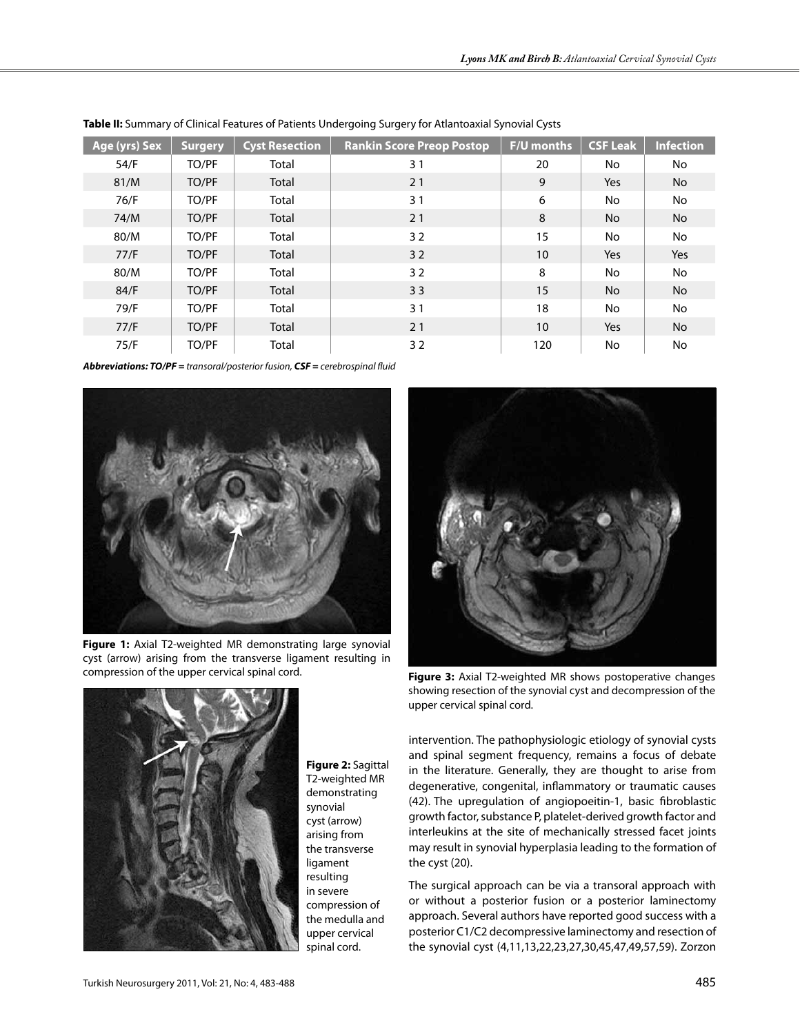**Table II:** Summary of Clinical Features of Patients Undergoing Surgery for Atlantoaxial Synovial Cysts

| Age (yrs) Sex | Surgery | Cyst Resection | Rankin Score Preop Postop | F/U months | CSF Leak | Infection |
|---|---|---|---|---|---|---|
| 54/F | TO/PF | Total | 3 1 | 20 | No | No |
| 81/M | TO/PF | Total | 2 1 | 9 | Yes | No |
| 76/F | TO/PF | Total | 3 1 | 6 | No | No |
| 74/M | TO/PF | Total | 2 1 | 8 | No | No |
| 80/M | TO/PF | Total | 3 2 | 15 | No | No |
| 77/F | TO/PF | Total | 3 2 | 10 | Yes | Yes |
| 80/M | TO/PF | Total | 3 2 | 8 | No | No |
| 84/F | TO/PF | Total | 3 3 | 15 | No | No |
| 79/F | TO/PF | Total | 3 1 | 18 | No | No |
| 77/F | TO/PF | Total | 2 1 | 10 | Yes | No |
| 75/F | TO/PF | Total | 3 2 | 120 | No | No |

***Abbreviations: TO/PF** = transoral/posterior fusion, **CSF** = cerebrospinal fluid*

**Figure 1:** Axial T2-weighted MR demonstrating large synovial cyst (arrow) arising from the transverse ligament resulting in compression of the upper cervical spinal cord.

**Figure 2:** Sagittal T2-weighted MR demonstrating synovial cyst (arrow) arising from the transverse ligament resulting in severe compression of the medulla and upper cervical spinal cord.

**Figure 3:** Axial T2-weighted MR shows postoperative changes showing resection of the synovial cyst and decompression of the upper cervical spinal cord.

intervention. The pathophysiologic etiology of synovial cysts and spinal segment frequency, remains a focus of debate in the literature. Generally, they are thought to arise from degenerative, congenital, inflammatory or traumatic causes (42). The upregulation of angiopoeitin-1, basic fibroblastic growth factor, substance P, platelet-derived growth factor and interleukins at the site of mechanically stressed facet joints may result in synovial hyperplasia leading to the formation of the cyst (20).

The surgical approach can be via a transoral approach with or without a posterior fusion or a posterior laminectomy approach. Several authors have reported good success with a posterior C1/C2 decompressive laminectomy and resection of the synovial cyst (4,11,13,22,23,27,30,45,47,49,57,59). Zorzon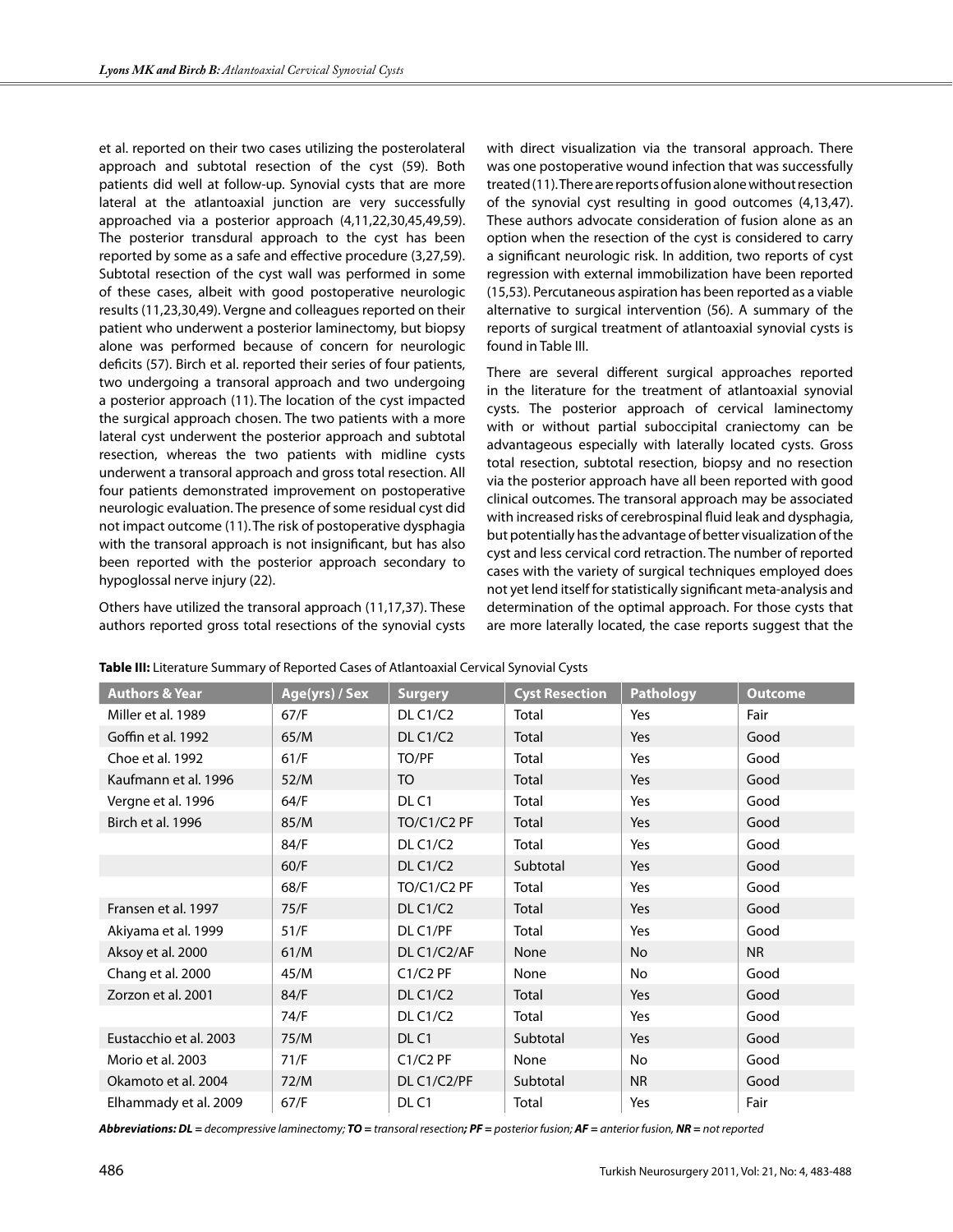et al. reported on their two cases utilizing the posterolateral approach and subtotal resection of the cyst (59). Both patients did well at follow-up. Synovial cysts that are more lateral at the atlantoaxial junction are very successfully approached via a posterior approach (4,11,22,30,45,49,59). The posterior transdural approach to the cyst has been reported by some as a safe and effective procedure (3,27,59). Subtotal resection of the cyst wall was performed in some of these cases, albeit with good postoperative neurologic results (11,23,30,49). Vergne and colleagues reported on their patient who underwent a posterior laminectomy, but biopsy alone was performed because of concern for neurologic deficits (57). Birch et al. reported their series of four patients, two undergoing a transoral approach and two undergoing a posterior approach (11). The location of the cyst impacted the surgical approach chosen. The two patients with a more lateral cyst underwent the posterior approach and subtotal resection, whereas the two patients with midline cysts underwent a transoral approach and gross total resection. All four patients demonstrated improvement on some postoperative neurologic evaluation. The presence of some residual cyst did not impact outcome (11). The risk of postoperative dysphagia with the transoral approach is not insignificant, but has also been reported with the posterior approach secondary to hypoglossal nerve injury (22).

Others have utilized the transoral approach (11,17,37). These authors reported gross total resections of the synovial cysts with direct visualization via the transoral approach. There was one postoperative wound infection that was successfully treated (11). There are reports of fusion alone without resection of the synovial cyst resulting in good outcomes (4,13,47). These authors advocate consideration of fusion alone as an option when the resection of the cyst is considered to carry a significant neurologic risk. In addition, two reports of cyst regression with external immobilization have been reported (15,53). Percutaneous aspiration has been reported as a viable alternative to surgical intervention (56). A summary of the reports of surgical treatment of atlantoaxial synovial cysts is found in Table III.

There are several different surgical approaches reported in the literature for the treatment of atlantoaxial synovial cysts. The posterior approach of cervical laminectomy with or without partial suboccipital craniectomy can be advantageous especially with laterally located cysts. Gross total resection, subtotal resection, biopsy and no resection via the posterior approach have all been reported with good clinical outcomes. The transoral approach may be associated with increased risks of cerebrospinal fluid leak and dysphagia, but potentially has the advantage of better visualization of the cyst and less cervical cord retraction. The number of reported cases with the variety of surgical techniques employed does not yet lend itself for statistically significant meta-analysis and determination of the optimal approach. For those cysts that are more laterally located, the case reports suggest that the

**Table III:** Literature Summary of Reported Cases of Atlantoaxial Cervical Synovial Cysts

| Authors & Year | Age(yrs) / Sex | Surgery | Cyst Resection | Pathology | Outcome |
|---|---|---|---|---|---|
| Miller et al. 1989 | 67/F | DL C1/C2 | Total | Yes | Fair |
| Goffin et al. 1992 | 65/M | DL C1/C2 | Total | Yes | Good |
| Choe et al. 1992 | 61/F | TO/PF | Total | Yes | Good |
| Kaufmann et al. 1996 | 52/M | TO | Total | Yes | Good |
| Vergne et al. 1996 | 64/F | DL C1 | Total | Yes | Good |
| Birch et al. 1996 | 85/M | TO/C1/C2 PF | Total | Yes | Good |
| | 84/F | DL C1/C2 | Total | Yes | Good |
| | 60/F | DL C1/C2 | Subtotal | Yes | Good |
| | 68/F | TO/C1/C2 PF | Total | Yes | Good |
| Fransen et al. 1997 | 75/F | DL C1/C2 | Total | Yes | Good |
| Akiyama et al. 1999 | 51/F | DL C1/PF | Total | Yes | Good |
| Aksoy et al. 2000 | 61/M | DL C1/C2/AF | None | No | NR |
| Chang et al. 2000 | 45/M | C1/C2 PF | None | No | Good |
| Zorzon et al. 2001 | 84/F | DL C1/C2 | Total | Yes | Good |
| | 74/F | DL C1/C2 | Total | Yes | Good |
| Eustacchio et al. 2003 | 75/M | DL C1 | Subtotal | Yes | Good |
| Morio et al. 2003 | 71/F | C1/C2 PF | None | No | Good |
| Okamoto et al. 2004 | 72/M | DL C1/C2/PF | Subtotal | NR | Good |
| Elhammady et al. 2009 | 67/F | DL C1 | Total | Yes | Fair |

***Abbreviations: DL =** decompressive laminectomy; **TO =** transoral resection**; PF =** posterior fusion; **AF =** anterior fusion, **NR =** not reported*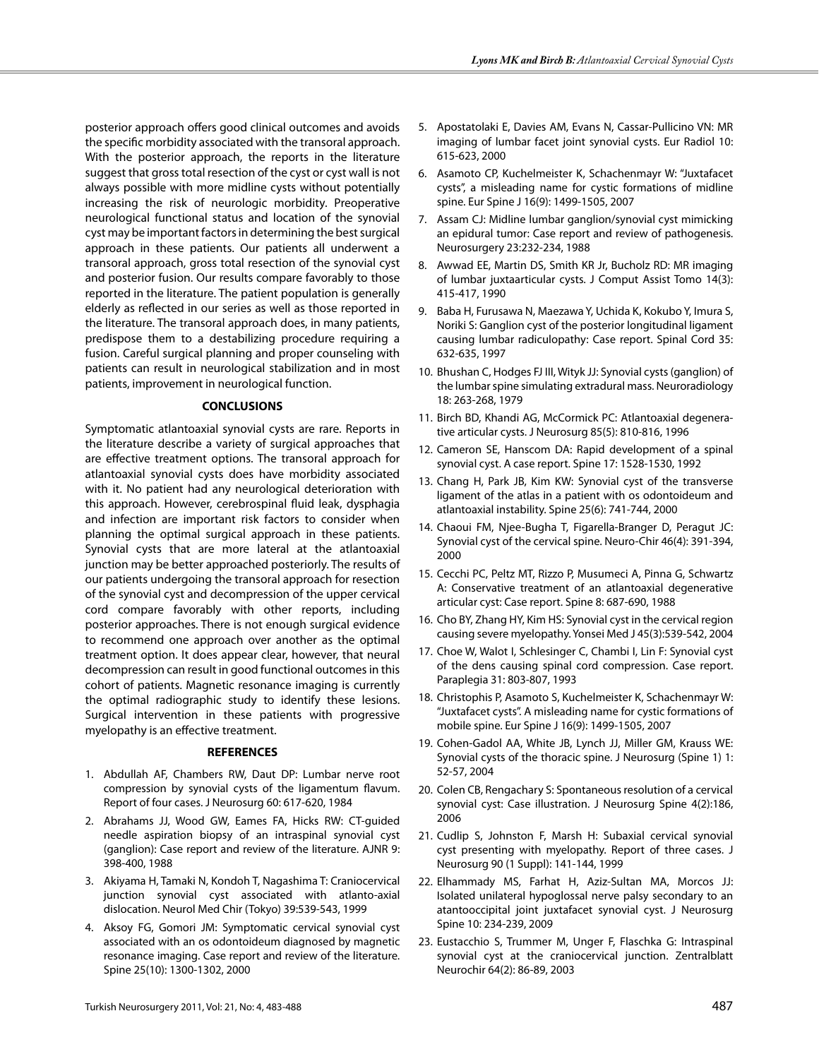posterior approach offers good clinical outcomes and avoids the specific morbidity associated with the transoral approach. With the posterior approach, the reports in the literature suggest that gross total resection of the cyst or cyst wall is not always possible with more midline cysts without potentially increasing the risk of neurologic morbidity. Preoperative neurological functional status and location of the synovial cyst may be important factors in determining the best surgical approach in these patients. Our patients all underwent a transoral approach, gross total resection of the synovial cyst and posterior fusion. Our results compare favorably to those reported in the literature. The patient population is generally elderly as reflected in our series as well as those reported in the literature. The transoral approach does, in many patients, predispose them to a destabilizing procedure requiring a fusion. Careful surgical planning and proper counseling with patients can result in neurological stabilization and in most patients, improvement in neurological function.

## CONCLUSIONS

Symptomatic atlantoaxial synovial cysts are rare. Reports in the literature describe a variety of surgical approaches that are effective treatment options. The transoral approach for atlantoaxial synovial cysts does have morbidity associated with it. No patient had any neurological deterioration with this approach. However, cerebrospinal fluid leak, dysphagia and infection are important risk factors to consider when planning the optimal surgical approach in these patients. Synovial cysts that are more lateral at the atlantoaxial junction may be better approached posteriorly. The results of our patients undergoing the transoral approach for resection of the synovial cyst and decompression of the upper cervical cord compare favorably with other reports, including posterior approaches. There is not enough surgical evidence to recommend one approach over another as the optimal treatment option. It does appear clear, however, that neural decompression can result in good functional outcomes in this cohort of patients. Magnetic resonance imaging is currently the optimal radiographic study to identify these lesions. Surgical intervention in these patients with progressive myelopathy is an effective treatment.

## REFERENCES

1. Abdullah AF, Chambers RW, Daut DP: Lumbar nerve root compression by synovial cysts of the ligamentum flavum. Report of four cases. J Neurosurg 60: 617-620, 1984
2. Abrahams JJ, Wood GW, Eames FA, Hicks RW: CT-guided needle aspiration biopsy of an intraspinal synovial cyst (ganglion): Case report and review of the literature. AJNR 9: 398-400, 1988
3. Akiyama H, Tamaki N, Kondoh T, Nagashima T: Craniocervical junction synovial cyst associated with atlanto-axial dislocation. Neurol Med Chir (Tokyo) 39:539-543, 1999
4. Aksoy FG, Gomori JM: Symptomatic cervical synovial cyst associated with an os odontoideum diagnosed by magnetic resonance imaging. Case report and review of the literature. Spine 25(10): 1300-1302, 2000
5. Apostatolaki E, Davies AM, Evans N, Cassar-Pullicino VN: MR imaging of lumbar facet joint synovial cysts. Eur Radiol 10: 615-623, 2000
6. Asamoto CP, Kuchelmeister K, Schachenmayr W: "Juxtafacet cysts", a misleading name for cystic formations of midline spine. Eur Spine J 16(9): 1499-1505, 2007
7. Assam CJ: Midline lumbar ganglion/synovial cyst mimicking an epidural tumor: Case report and review of pathogenesis. Neurosurgery 23:232-234, 1988
8. Awwad EE, Martin DS, Smith KR Jr, Bucholz RD: MR imaging of lumbar juxtaarticular cysts. J Comput Assist Tomo 14(3): 415-417, 1990
9. Baba H, Furusawa N, Maezawa Y, Uchida K, Kokubo Y, Imura S, Noriki S: Ganglion cyst of the posterior longitudinal ligament causing lumbar radiculopathy: Case report. Spinal Cord 35: 632-635, 1997
10. Bhushan C, Hodges FJ III, Wityk JJ: Synovial cysts (ganglion) of the lumbar spine simulating extradural mass. Neuroradiology 18: 263-268, 1979
11. Birch BD, Khandi AG, McCormick PC: Atlantoaxial degenerative articular cysts. J Neurosurg 85(5): 810-816, 1996
12. Cameron SE, Hanscom DA: Rapid development of a spinal synovial cyst. A case report. Spine 17: 1528-1530, 1992
13. Chang H, Park JB, Kim KW: Synovial cyst of the transverse ligament of the atlas in a patient with os odontoideum and atlantoaxial instability. Spine 25(6): 741-744, 2000
14. Chaoui FM, Njee-Bugha T, Figarella-Branger D, Peragut JC: Synovial cyst of the cervical spine. Neuro-Chir 46(4): 391-394, 2000
15. Cecchi PC, Peltz MT, Rizzo P, Musumeci A, Pinna G, Schwartz A: Conservative treatment of an atlantoaxial degenerative articular cyst: Case report. Spine 8: 687-690, 1988
16. Cho BY, Zhang HY, Kim HS: Synovial cyst in the cervical region causing severe myelopathy. Yonsei Med J 45(3):539-542, 2004
17. Choe W, Walot I, Schlesinger C, Chambi I, Lin F: Synovial cyst of the dens causing spinal cord compression. Case report. Paraplegia 31: 803-807, 1993
18. Christophis P, Asamoto S, Kuchelmeister K, Schachenmayr W: "Juxtafacet cysts". A misleading name for cystic formations of mobile spine. Eur Spine J 16(9): 1499-1505, 2007
19. Cohen-Gadol AA, White JB, Lynch JJ, Miller GM, Krauss WE: Synovial cysts of the thoracic spine. J Neurosurg (Spine 1) 1: 52-57, 2004
20. Colen CB, Rengachary S: Spontaneous resolution of a cervical synovial cyst: Case illustration. J Neurosurg Spine 4(2):186, 2006
21. Cudlip S, Johnston F, Marsh H: Subaxial cervical synovial cyst presenting with myelopathy. Report of three cases. J Neurosurg 90 (1 Suppl): 141-144, 1999
22. Elhammady MS, Farhat H, Aziz-Sultan MA, Morcos JJ: Isolated unilateral hypoglossal nerve palsy secondary to an atantooccipital joint juxtafacet synovial cyst. J Neurosurg Spine 10: 234-239, 2009
23. Eustacchio S, Trummer M, Unger F, Flaschka G: Intraspinal synovial cyst at the craniocervical junction. Zentralblatt Neurochir 64(2): 86-89, 2003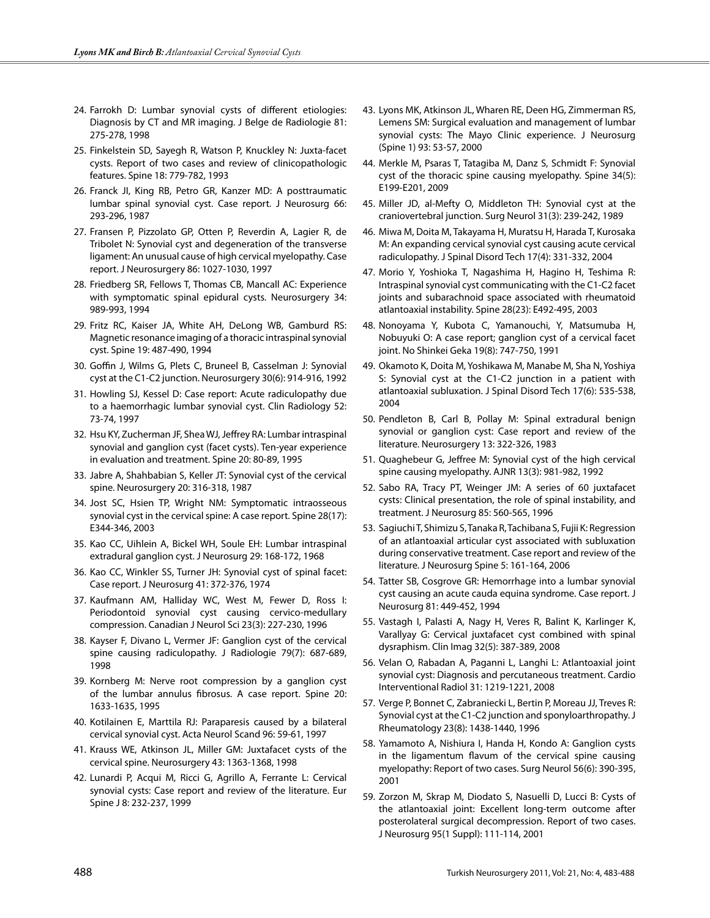24. Farrokh D: Lumbar synovial cysts of different etiologies: Diagnosis by CT and MR imaging. J Belge de Radiologie 81: 275-278, 1998

25. Finkelstein SD, Sayegh R, Watson P, Knuckley N: Juxta-facet cysts. Report of two cases and review of clinicopathologic features. Spine 18: 779-782, 1993

26. Franck JI, King RB, Petro GR, Kanzer MD: A posttraumatic lumbar spinal synovial cyst. Case report. J Neurosurg 66: 293-296, 1987

27. Fransen P, Pizzolato GP, Otten P, Reverdin A, Lagier R, de Tribolet N: Synovial cyst and degeneration of the transverse ligament: An unusual cause of high cervical myelopathy. Case report. J Neurosurgery 86: 1027-1030, 1997

28. Friedberg SR, Fellows T, Thomas CB, Mancall AC: Experience with symptomatic spinal epidural cysts. Neurosurgery 34: 989-993, 1994

29. Fritz RC, Kaiser JA, White AH, DeLong WB, Gamburd RS: Magnetic resonance imaging of a thoracic intraspinal synovial cyst. Spine 19: 487-490, 1994

30. Goffin J, Wilms G, Plets C, Bruneel B, Casselman J: Synovial cyst at the C1-C2 junction. Neurosurgery 30(6): 914-916, 1992

31. Howling SJ, Kessel D: Case report: Acute radiculopathy due to a haemorrhagic lumbar synovial cyst. Clin Radiology 52: 73-74, 1997

32. Hsu KY, Zucherman JF, Shea WJ, Jeffrey RA: Lumbar intraspinal synovial and ganglion cyst (facet cysts). Ten-year experience in evaluation and treatment. Spine 20: 80-89, 1995

33. Jabre A, Shahbabian S, Keller JT: Synovial cyst of the cervical spine. Neurosurgery 20: 316-318, 1987

34. Jost SC, Hsien TP, Wright NM: Symptomatic intraosseous synovial cyst in the cervical spine: A case report. Spine 28(17): E344-346, 2003

35. Kao CC, Uihlein A, Bickel WH, Soule EH: Lumbar intraspinal extradural ganglion cyst. J Neurosurg 29: 168-172, 1968

36. Kao CC, Winkler SS, Turner JH: Synovial cyst of spinal facet: Case report. J Neurosurg 41: 372-376, 1974

37. Kaufmann AM, Halliday WC, West M, Fewer D, Ross I: Periodontoid synovial cyst causing cervico-medullary compression. Canadian J Neurol Sci 23(3): 227-230, 1996

38. Kayser F, Divano L, Vermer JF: Ganglion cyst of the cervical spine causing radiculopathy. J Radiologie 79(7): 687-689, 1998

39. Kornberg M: Nerve root compression by a ganglion cyst of the lumbar annulus fibrosus. A case report. Spine 20: 1633-1635, 1995

40. Kotilainen E, Marttila RJ: Paraparesis caused by a bilateral cervical synovial cyst. Acta Neurol Scand 96: 59-61, 1997

41. Krauss WE, Atkinson JL, Miller GM: Juxtafacet cysts of the cervical spine. Neurosurgery 43: 1363-1368, 1998

42. Lunardi P, Acqui M, Ricci G, Agrillo A, Ferrante L: Cervical synovial cysts: Case report and review of the literature. Eur Spine J 8: 232-237, 1999

43. Lyons MK, Atkinson JL, Wharen RE, Deen HG, Zimmerman RS, Lemens SM: Surgical evaluation and management of lumbar synovial cysts: The Mayo Clinic experience. J Neurosurg (Spine 1) 93: 53-57, 2000

44. Merkle M, Psaras T, Tatagiba M, Danz S, Schmidt F: Synovial cyst of the thoracic spine causing myelopathy. Spine 34(5): E199-E201, 2009

45. Miller JD, al-Mefty O, Middleton TH: Synovial cyst at the craniovertebral junction. Surg Neurol 31(3): 239-242, 1989

46. Miwa M, Doita M, Takayama H, Muratsu H, Harada T, Kurosaka M: An expanding cervical synovial cyst causing acute cervical radiculopathy. J Spinal Disord Tech 17(4): 331-332, 2004

47. Morio Y, Yoshioka T, Nagashima H, Hagino H, Teshima R: Intraspinal synovial cyst communicating with the C1-C2 facet joints and subarachnoid space associated with rheumatoid atlantoaxial instability. Spine 28(23): E492-495, 2003

48. Nonoyama Y, Kubota C, Yamanouchi, Y, Matsumuba H, Nobuyuki O: A case report; ganglion cyst of a cervical facet joint. No Shinkei Geka 19(8): 747-750, 1991

49. Okamoto K, Doita M, Yoshikawa M, Manabe M, Sha N, Yoshiya S: Synovial cyst at the C1-C2 junction in a patient with atlantoaxial subluxation. J Spinal Disord Tech 17(6): 535-538, 2004

50. Pendleton B, Carl B, Pollay M: Spinal extradural benign synovial or ganglion cyst: Case report and review of the literature. Neurosurgery 13: 322-326, 1983

51. Quaghebeur G, Jeffree M: Synovial cyst of the high cervical spine causing myelopathy. AJNR 13(3): 981-982, 1992

52. Sabo RA, Tracy PT, Weinger JM: A series of 60 juxtafacet cysts: Clinical presentation, the role of spinal instability, and treatment. J Neurosurg 85: 560-565, 1996

53. Sagiuchi T, Shimizu S, Tanaka R, Tachibana S, Fujii K: Regression of an atlantoaxial articular cyst associated with subluxation during conservative treatment. Case report and review of the literature. J Neurosurg Spine 5: 161-164, 2006

54. Tatter SB, Cosgrove GR: Hemorrhage into a lumbar synovial cyst causing an acute cauda equina syndrome. Case report. J Neurosurg 81: 449-452, 1994

55. Vastagh I, Palasti A, Nagy H, Veres R, Balint K, Karlinger K, Varallyay G: Cervical juxtafacet cyst combined with spinal dysraphism. Clin Imag 32(5): 387-389, 2008

56. Velan O, Rabadan A, Paganni L, Langhi L: Atlantoaxial joint synovial cyst: Diagnosis and percutaneous treatment. Cardio Interventional Radiol 31: 1219-1221, 2008

57. Verge P, Bonnet C, Zabraniecki L, Bertin P, Moreau JJ, Treves R: Synovial cyst at the C1-C2 junction and sponyloarthropathy. J Rheumatology 23(8): 1438-1440, 1996

58. Yamamoto A, Nishiura I, Handa H, Kondo A: Ganglion cysts in the ligamentum flavum of the cervical spine causing myelopathy: Report of two cases. Surg Neurol 56(6): 390-395, 2001

59. Zorzon M, Skrap M, Diodato S, Nasuelli D, Lucci B: Cysts of the atlantoaxial joint: Excellent long-term outcome after posterolateral surgical decompression. Report of two cases. J Neurosurg 95(1 Suppl): 111-114, 2001